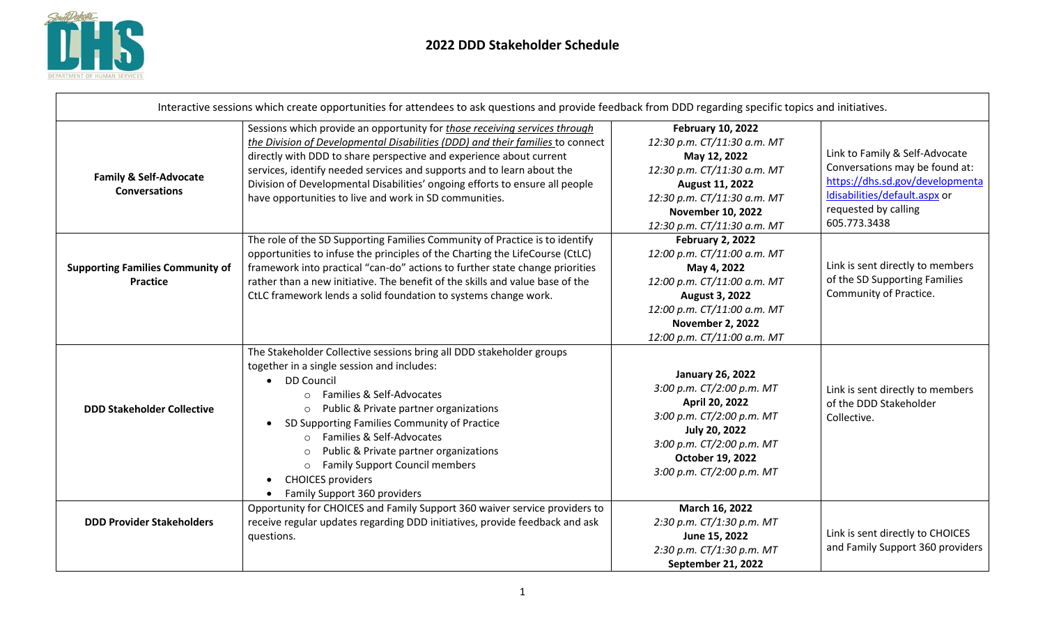# 2022 DDD Stakeholder Schedule

| Interactive sessions which create opportunities for attendees to ask questions and provide feedback from DDD regarding specific topics and initiatives. | | | |
|---|---|---|---|
| **Family & Self-Advocate Conversations** | Sessions which provide an opportunity for *those receiving services through the Division of Developmental Disabilities (DDD) and their families* to connect directly with DDD to share perspective and experience about current services, identify needed services and supports and to learn about the Division of Developmental Disabilities' ongoing efforts to ensure all people have opportunities to live and work in SD communities. | **February 10, 2022** *12:30 p.m. CT/11:30 a.m. MT* **May 12, 2022** *12:30 p.m. CT/11:30 a.m. MT* **August 11, 2022** *12:30 p.m. CT/11:30 a.m. MT* **November 10, 2022** *12:30 p.m. CT/11:30 a.m. MT* | Link to Family & Self-Advocate Conversations may be found at: https://dhs.sd.gov/developmentaldisabilities/default.aspx or requested by calling 605.773.3438 |
| **Supporting Families Community of Practice** | The role of the SD Supporting Families Community of Practice is to identify opportunities to infuse the principles of the Charting the LifeCourse (CtLC) framework into practical "can-do" actions to further state change priorities rather than a new initiative. The benefit of the skills and value base of the CtLC framework lends a solid foundation to systems change work. | **February 2, 2022** *12:00 p.m. CT/11:00 a.m. MT* **May 4, 2022** *12:00 p.m. CT/11:00 a.m. MT* **August 3, 2022** *12:00 p.m. CT/11:00 a.m. MT* **November 2, 2022** *12:00 p.m. CT/11:00 a.m. MT* | Link is sent directly to members of the SD Supporting Families Community of Practice. |
| **DDD Stakeholder Collective** | The Stakeholder Collective sessions bring all DDD stakeholder groups together in a single session and includes: <br>• DD Council <br>&nbsp;&nbsp;○ Families & Self-Advocates <br>&nbsp;&nbsp;○ Public & Private partner organizations <br>• SD Supporting Families Community of Practice <br>&nbsp;&nbsp;○ Families & Self-Advocates <br>&nbsp;&nbsp;○ Public & Private partner organizations <br>&nbsp;&nbsp;○ Family Support Council members <br>• CHOICES providers <br>• Family Support 360 providers | **January 26, 2022** *3:00 p.m. CT/2:00 p.m. MT* **April 20, 2022** *3:00 p.m. CT/2:00 p.m. MT* **July 20, 2022** *3:00 p.m. CT/2:00 p.m. MT* **October 19, 2022** *3:00 p.m. CT/2:00 p.m. MT* | Link is sent directly to members of the DDD Stakeholder Collective. |
| **DDD Provider Stakeholders** | Opportunity for CHOICES and Family Support 360 waiver service providers to receive regular updates regarding DDD initiatives, provide feedback and ask questions. | **March 16, 2022** *2:30 p.m. CT/1:30 p.m. MT* **June 15, 2022** *2:30 p.m. CT/1:30 p.m. MT* **September 21, 2022** | Link is sent directly to CHOICES and Family Support 360 providers |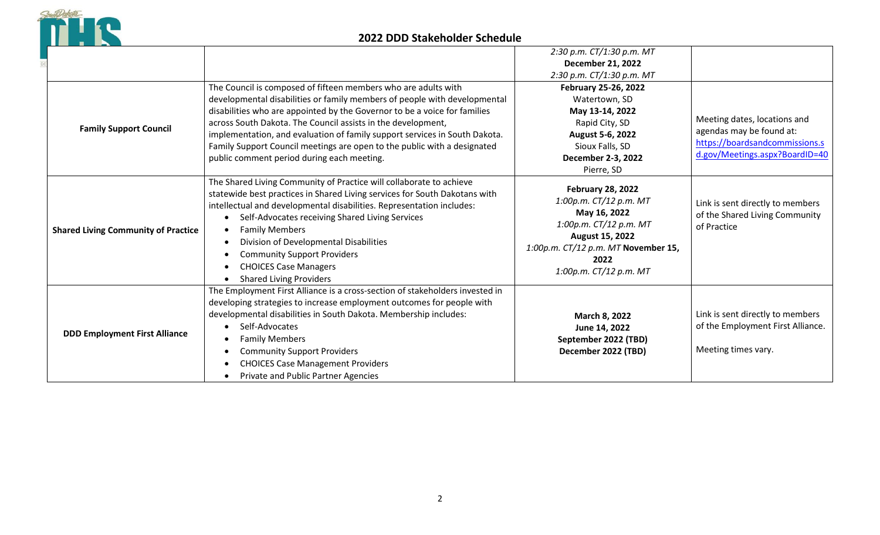## 2022 DDD Stakeholder Schedule

| | | | |
|---|---|---|---|
| | | *2:30 p.m. CT/1:30 p.m. MT*<br>**December 21, 2022**<br>*2:30 p.m. CT/1:30 p.m. MT* | |
| **Family Support Council** | The Council is composed of fifteen members who are adults with developmental disabilities or family members of people with developmental disabilities who are appointed by the Governor to be a voice for families across South Dakota. The Council assists in the development, implementation, and evaluation of family support services in South Dakota. Family Support Council meetings are open to the public with a designated public comment period during each meeting. | **February 25-26, 2022**<br>Watertown, SD<br>**May 13-14, 2022**<br>Rapid City, SD<br>**August 5-6, 2022**<br>Sioux Falls, SD<br>**December 2-3, 2022**<br>Pierre, SD | Meeting dates, locations and agendas may be found at: https://boardsandcommissions.sd.gov/Meetings.aspx?BoardID=40 |
| **Shared Living Community of Practice** | The Shared Living Community of Practice will collaborate to achieve statewide best practices in Shared Living services for South Dakotans with intellectual and developmental disabilities. Representation includes:<br>• Self-Advocates receiving Shared Living Services<br>• Family Members<br>• Division of Developmental Disabilities<br>• Community Support Providers<br>• CHOICES Case Managers<br>• Shared Living Providers | **February 28, 2022**<br>*1:00p.m. CT/12 p.m. MT*<br>**May 16, 2022**<br>*1:00p.m. CT/12 p.m. MT*<br>**August 15, 2022**<br>*1:00p.m. CT/12 p.m. MT* **November 15, 2022**<br>*1:00p.m. CT/12 p.m. MT* | Link is sent directly to members of the Shared Living Community of Practice |
| **DDD Employment First Alliance** | The Employment First Alliance is a cross-section of stakeholders invested in developing strategies to increase employment outcomes for people with developmental disabilities in South Dakota. Membership includes:<br>• Self-Advocates<br>• Family Members<br>• Community Support Providers<br>• CHOICES Case Management Providers<br>• Private and Public Partner Agencies | **March 8, 2022**<br>**June 14, 2022**<br>**September 2022 (TBD)**<br>**December 2022 (TBD)** | Link is sent directly to members of the Employment First Alliance.<br><br>Meeting times vary. |